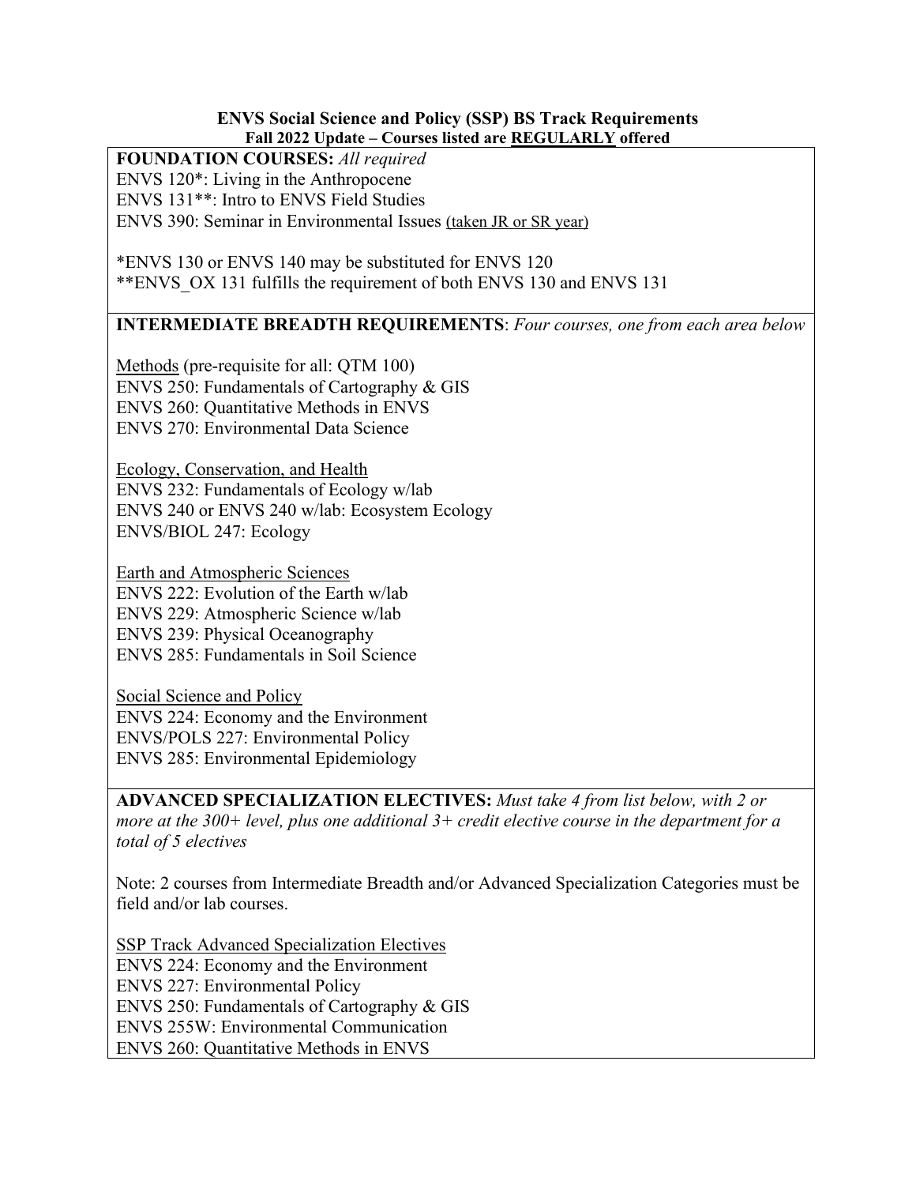# ENVS Social Science and Policy (SSP) BS Track Requirements

**Fall 2022 Update – Courses listed are REGULARLY offered**

**FOUNDATION COURSES:** *All required*

ENVS 120*: Living in the Anthropocene
ENVS 131**: Intro to ENVS Field Studies
ENVS 390: Seminar in Environmental Issues (taken JR or SR year)

*ENVS 130 or ENVS 140 may be substituted for ENVS 120
**ENVS_OX 131 fulfills the requirement of both ENVS 130 and ENVS 131

**INTERMEDIATE BREADTH REQUIREMENTS**: *Four courses, one from each area below*

Methods (pre-requisite for all: QTM 100)
ENVS 250: Fundamentals of Cartography & GIS
ENVS 260: Quantitative Methods in ENVS
ENVS 270: Environmental Data Science

Ecology, Conservation, and Health
ENVS 232: Fundamentals of Ecology w/lab
ENVS 240 or ENVS 240 w/lab: Ecosystem Ecology
ENVS/BIOL 247: Ecology

Earth and Atmospheric Sciences
ENVS 222: Evolution of the Earth w/lab
ENVS 229: Atmospheric Science w/lab
ENVS 239: Physical Oceanography
ENVS 285: Fundamentals in Soil Science

Social Science and Policy
ENVS 224: Economy and the Environment
ENVS/POLS 227: Environmental Policy
ENVS 285: Environmental Epidemiology

**ADVANCED SPECIALIZATION ELECTIVES:** *Must take 4 from list below, with 2 or more at the 300+ level, plus one additional 3+ credit elective course in the department for a total of 5 electives*

Note: 2 courses from Intermediate Breadth and/or Advanced Specialization Categories must be field and/or lab courses.

SSP Track Advanced Specialization Electives
ENVS 224: Economy and the Environment
ENVS 227: Environmental Policy
ENVS 250: Fundamentals of Cartography & GIS
ENVS 255W: Environmental Communication
ENVS 260: Quantitative Methods in ENVS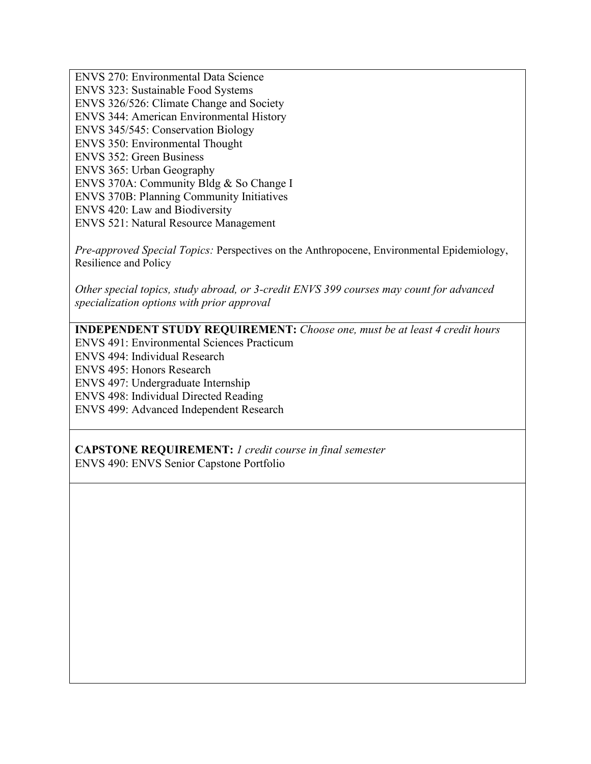ENVS 270: Environmental Data Science
ENVS 323: Sustainable Food Systems
ENVS 326/526: Climate Change and Society
ENVS 344: American Environmental History
ENVS 345/545: Conservation Biology
ENVS 350: Environmental Thought
ENVS 352: Green Business
ENVS 365: Urban Geography
ENVS 370A: Community Bldg & So Change I
ENVS 370B: Planning Community Initiatives
ENVS 420: Law and Biodiversity
ENVS 521: Natural Resource Management

*Pre-approved Special Topics:* Perspectives on the Anthropocene, Environmental Epidemiology, Resilience and Policy

*Other special topics, study abroad, or 3-credit ENVS 399 courses may count for advanced specialization options with prior approval*

**INDEPENDENT STUDY REQUIREMENT:** *Choose one, must be at least 4 credit hours*
ENVS 491: Environmental Sciences Practicum
ENVS 494: Individual Research
ENVS 495: Honors Research
ENVS 497: Undergraduate Internship
ENVS 498: Individual Directed Reading
ENVS 499: Advanced Independent Research

**CAPSTONE REQUIREMENT:** *1 credit course in final semester*
ENVS 490: ENVS Senior Capstone Portfolio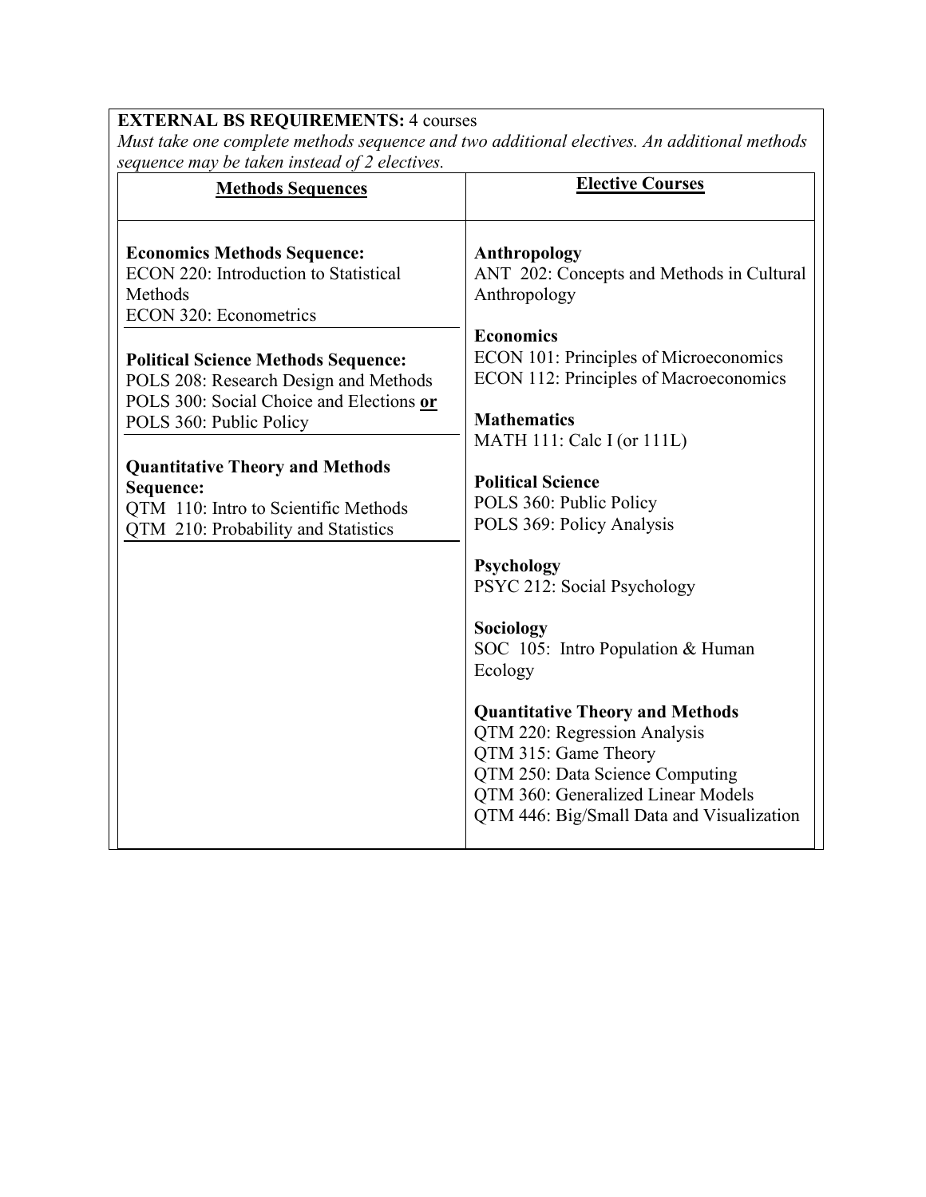**EXTERNAL BS REQUIREMENTS:** 4 courses

*Must take one complete methods sequence and two additional electives. An additional methods sequence may be taken instead of 2 electives.*

| Methods Sequences | Elective Courses |
|---|---|
| **Economics Methods Sequence:**<br>ECON 220: Introduction to Statistical Methods<br>ECON 320: Econometrics<br><br>**Political Science Methods Sequence:**<br>POLS 208: Research Design and Methods<br>POLS 300: Social Choice and Elections **or** POLS 360: Public Policy<br><br>**Quantitative Theory and Methods Sequence:**<br>QTM 110: Intro to Scientific Methods<br>QTM 210: Probability and Statistics | **Anthropology**<br>ANT 202: Concepts and Methods in Cultural Anthropology<br><br>**Economics**<br>ECON 101: Principles of Microeconomics<br>ECON 112: Principles of Macroeconomics<br><br>**Mathematics**<br>MATH 111: Calc I (or 111L)<br><br>**Political Science**<br>POLS 360: Public Policy<br>POLS 369: Policy Analysis<br><br>**Psychology**<br>PSYC 212: Social Psychology<br><br>**Sociology**<br>SOC 105: Intro Population & Human Ecology<br><br>**Quantitative Theory and Methods**<br>QTM 220: Regression Analysis<br>QTM 315: Game Theory<br>QTM 250: Data Science Computing<br>QTM 360: Generalized Linear Models<br>QTM 446: Big/Small Data and Visualization |